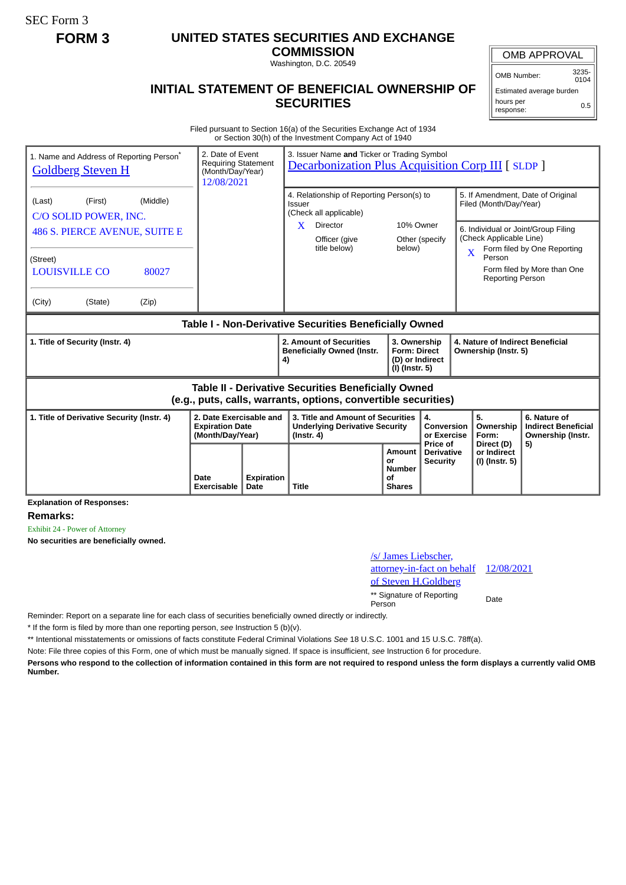SEC Form 3

**FORM 3**

# UNITED STATES SECURITIES AND EXCHANGE COMMISSION

Washington, D.C. 20549

## INITIAL STATEMENT OF BENEFICIAL OWNERSHIP OF SECURITIES

| OMB APPROVAL | |
|---|---|
| OMB Number: | 3235-0104 |
| Estimated average burden | |
| hours per response: | 0.5 |

Filed pursuant to Section 16(a) of the Securities Exchange Act of 1934 or Section 30(h) of the Investment Company Act of 1940

1. Name and Address of Reporting Person*
Goldberg Steven H

(Last) (First) (Middle)
C/O SOLID POWER, INC.
486 S. PIERCE AVENUE, SUITE E

(Street)
LOUISVILLE CO 80027

(City) (State) (Zip)

2. Date of Event Requiring Statement (Month/Day/Year)
12/08/2021

3. Issuer Name **and** Ticker or Trading Symbol
Decarbonization Plus Acquisition Corp III [ SLDP ]

4. Relationship of Reporting Person(s) to Issuer (Check all applicable)
X Director
10% Owner
Officer (give title below)
Other (specify below)

5. If Amendment, Date of Original Filed (Month/Day/Year)

6. Individual or Joint/Group Filing (Check Applicable Line)
X Form filed by One Reporting Person
Form filed by More than One Reporting Person

**Table I - Non-Derivative Securities Beneficially Owned**

| 1. Title of Security (Instr. 4) | 2. Amount of Securities Beneficially Owned (Instr. 4) | 3. Ownership Form: Direct (D) or Indirect (I) (Instr. 5) | 4. Nature of Indirect Beneficial Ownership (Instr. 5) |
|---|---|---|---|

**Table II - Derivative Securities Beneficially Owned (e.g., puts, calls, warrants, options, convertible securities)**

| 1. Title of Derivative Security (Instr. 4) | 2. Date Exercisable and Expiration Date (Month/Day/Year) | | 3. Title and Amount of Securities Underlying Derivative Security (Instr. 4) | | 4. Conversion or Exercise Price of Derivative Security | 5. Ownership Form: Direct (D) or Indirect (I) (Instr. 5) | 6. Nature of Indirect Beneficial Ownership (Instr. 5) |
|---|---|---|---|---|---|---|---|
| | Date Exercisable | Expiration Date | Title | Amount or Number of Shares | | | |

**Explanation of Responses:**

**Remarks:**

Exhibit 24 - Power of Attorney

**No securities are beneficially owned.**

/s/ James Liebscher, attorney-in-fact on behalf of Steven H.Goldberg — 12/08/2021

** Signature of Reporting Person — Date

Reminder: Report on a separate line for each class of securities beneficially owned directly or indirectly.

* If the form is filed by more than one reporting person, *see* Instruction 5 (b)(v).

** Intentional misstatements or omissions of facts constitute Federal Criminal Violations *See* 18 U.S.C. 1001 and 15 U.S.C. 78ff(a).

Note: File three copies of this Form, one of which must be manually signed. If space is insufficient, *see* Instruction 6 for procedure.

**Persons who respond to the collection of information contained in this form are not required to respond unless the form displays a currently valid OMB Number.**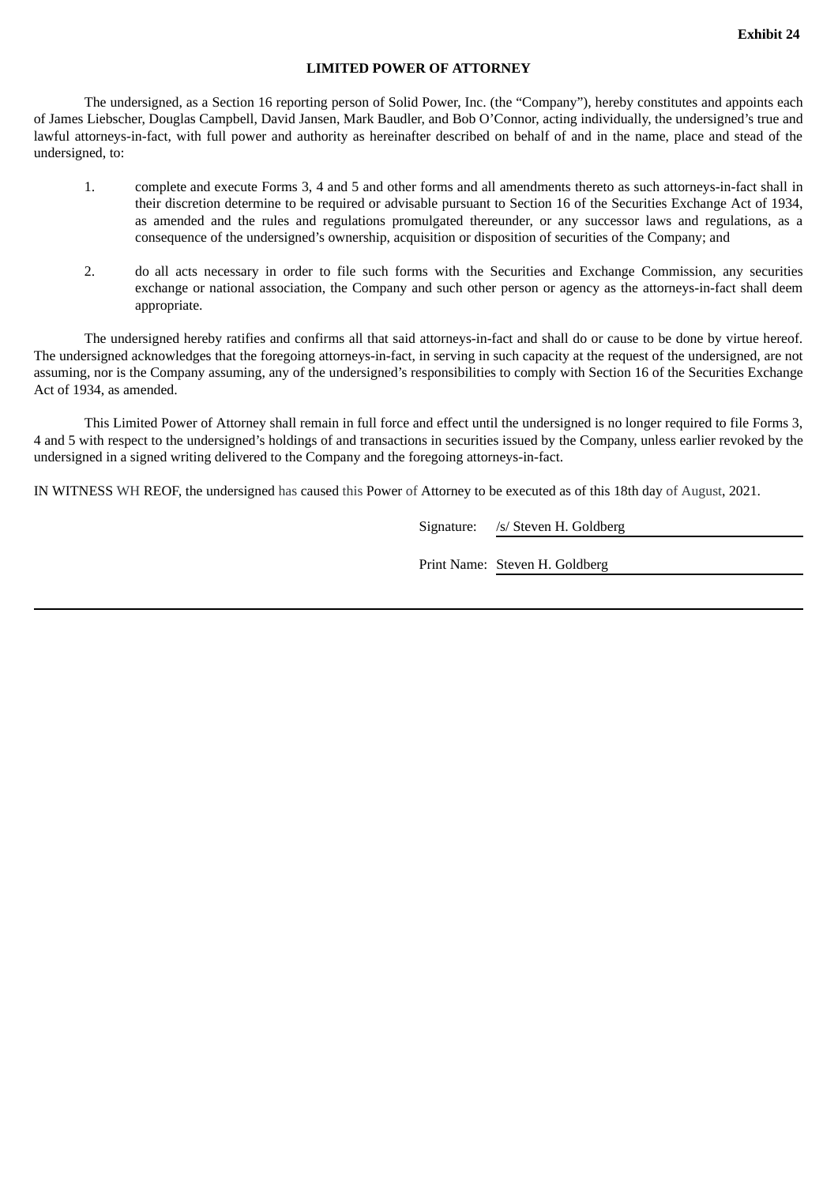**Exhibit 24**

**LIMITED POWER OF ATTORNEY**

The undersigned, as a Section 16 reporting person of Solid Power, Inc. (the “Company”), hereby constitutes and appoints each of James Liebscher, Douglas Campbell, David Jansen, Mark Baudler, and Bob O’Connor, acting individually, the undersigned’s true and lawful attorneys-in-fact, with full power and authority as hereinafter described on behalf of and in the name, place and stead of the undersigned, to:

1. complete and execute Forms 3, 4 and 5 and other forms and all amendments thereto as such attorneys-in-fact shall in their discretion determine to be required or advisable pursuant to Section 16 of the Securities Exchange Act of 1934, as amended and the rules and regulations promulgated thereunder, or any successor laws and regulations, as a consequence of the undersigned’s ownership, acquisition or disposition of securities of the Company; and

2. do all acts necessary in order to file such forms with the Securities and Exchange Commission, any securities exchange or national association, the Company and such other person or agency as the attorneys-in-fact shall deem appropriate.

The undersigned hereby ratifies and confirms all that said attorneys-in-fact and shall do or cause to be done by virtue hereof. The undersigned acknowledges that the foregoing attorneys-in-fact, in serving in such capacity at the request of the undersigned, are not assuming, nor is the Company assuming, any of the undersigned’s responsibilities to comply with Section 16 of the Securities Exchange Act of 1934, as amended.

This Limited Power of Attorney shall remain in full force and effect until the undersigned is no longer required to file Forms 3, 4 and 5 with respect to the undersigned’s holdings of and transactions in securities issued by the Company, unless earlier revoked by the undersigned in a signed writing delivered to the Company and the foregoing attorneys-in-fact.

IN WITNESS WH REOF, the undersigned has caused this Power of Attorney to be executed as of this 18th day of August, 2021.

Signature: /s/ Steven H. Goldberg

Print Name: Steven H. Goldberg